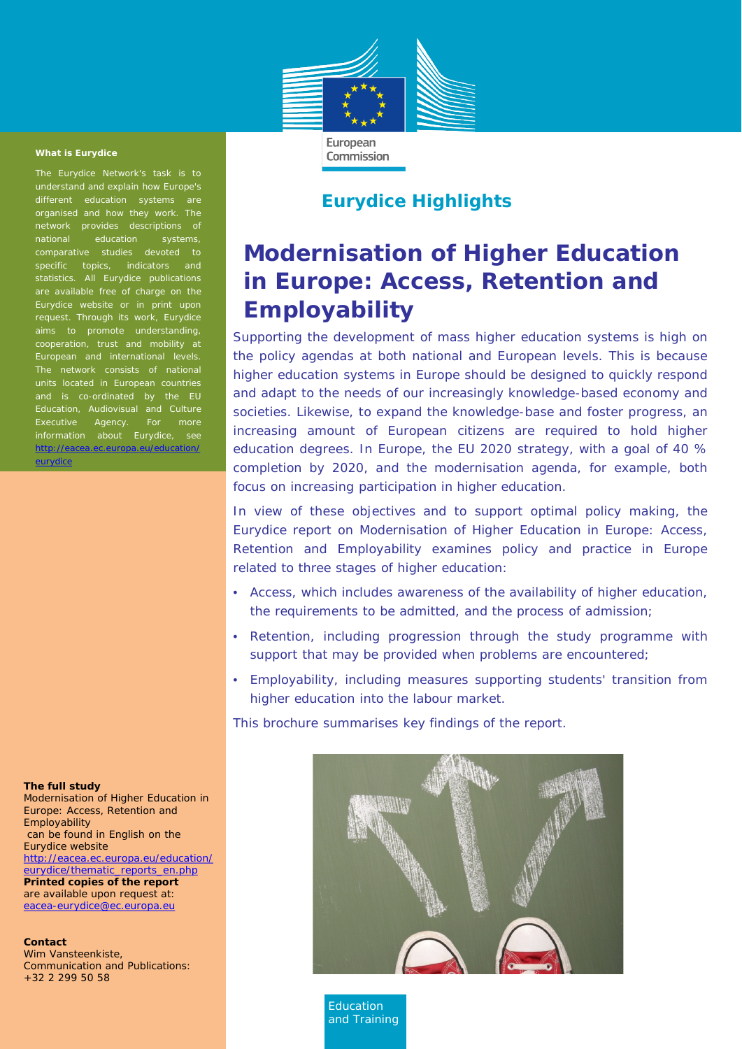European Commission

## Eurydice Highlights

# Modernisation of Higher Education in Europe: Access, Retention and Employability

Supporting the development of mass higher education systems is high on the policy agendas at both national and European levels. This is because higher education systems in Europe should be designed to quickly respond and adapt to the needs of our increasingly knowledge-based economy and societies. Likewise, to expand the knowledge-base and foster progress, an increasing amount of European citizens are required to hold higher education degrees. In Europe, the EU 2020 strategy, with a goal of 40 % completion by 2020, and the modernisation agenda, for example, both focus on increasing participation in higher education.

In view of these objectives and to support optimal policy making, the Eurydice report on Modernisation of Higher Education in Europe: Access, Retention and Employability examines policy and practice in Europe related to three stages of higher education:

- Access, which includes awareness of the availability of higher education, the requirements to be admitted, and the process of admission;
- Retention, including progression through the study programme with support that may be provided when problems are encountered;
- Employability, including measures supporting students' transition from higher education into the labour market.

This brochure summarises key findings of the report.

Education and Training

**What is Eurydice**

The Eurydice Network's task is to understand and explain how Europe's different education systems are organised and how they work. The network provides descriptions of national education systems, comparative studies devoted to specific topics, indicators and statistics. All Eurydice publications are available free of charge on the Eurydice website or in print upon request. Through its work, Eurydice aims to promote understanding, cooperation, trust and mobility at European and international levels. The network consists of national units located in European countries and is co-ordinated by the EU Education, Audiovisual and Culture Executive Agency. For more information about Eurydice, see http://eacea.ec.europa.eu/education/eurydice

**The full study**
Modernisation of Higher Education in Europe: Access, Retention and Employability
can be found in English on the Eurydice website
http://eacea.ec.europa.eu/education/eurydice/thematic_reports_en.php
**Printed copies of the report** are available upon request at:
eacea-eurydice@ec.europa.eu

**Contact**
Wim Vansteenkiste,
Communication and Publications:
+32 2 299 50 58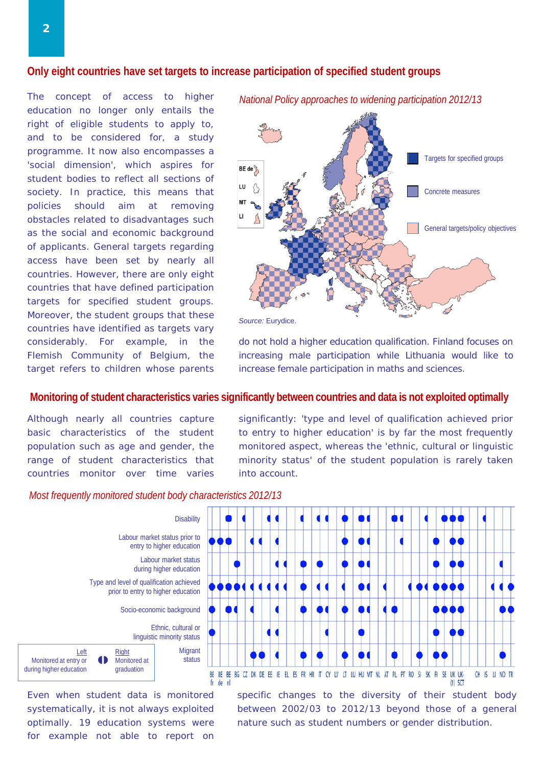## Only eight countries have set targets to increase participation of specified student groups

The concept of access to higher education no longer only entails the right of eligible students to apply to, and to be considered for, a study programme. It now also encompasses a 'social dimension', which aspires for student bodies to reflect all sections of society. In practice, this means that policies should aim at removing obstacles related to disadvantages such as the social and economic background of applicants. General targets regarding access have been set by nearly all countries. However, there are only eight countries that have defined participation targets for specified student groups. Moreover, the student groups that these countries have identified as targets vary considerably. For example, in the Flemish Community of Belgium, the target refers to children whose parents do not hold a higher education qualification. Finland focuses on increasing male participation while Lithuania would like to increase female participation in maths and sciences.

*National Policy approaches to widening participation 2012/13*

- Targets for specified groups
- Concrete measures
- General targets/policy objectives

BE de, LU, MT, LI

*Source:* Eurydice.

## Monitoring of student characteristics varies significantly between countries and data is not exploited optimally

Although nearly all countries capture basic characteristics of the student population such as age and gender, the range of student characteristics that countries monitor over time varies significantly: 'type and level of qualification achieved prior to entry to higher education' is by far the most frequently monitored aspect, whereas the 'ethnic, cultural or linguistic minority status' of the student population is rarely taken into account.

*Most frequently monitored student body characteristics 2012/13*

Rows: Disability; Labour market status prior to entry to higher education; Labour market status during higher education; Type and level of qualification achieved prior to entry to higher education; Socio-economic background; Ethnic, cultural or linguistic minority status; Migrant status

Columns: BE fr, BE de, BE nl, BG, CZ, DK, DE, EE, IE, EL, ES, FR, HR, IT, CY, LV, LT, LU, HU, MT, NL, AT, PL, PT, RO, SI, SK, FI, SE, UK (1), UK-SCT, CH, IS, LI, NO, TR

Left: Monitored at entry or during higher education; Right: Monitored at graduation

Even when student data is monitored systematically, it is not always exploited optimally. 19 education systems were for example not able to report on specific changes to the diversity of their student body between 2002/03 to 2012/13 beyond those of a general nature such as student numbers or gender distribution.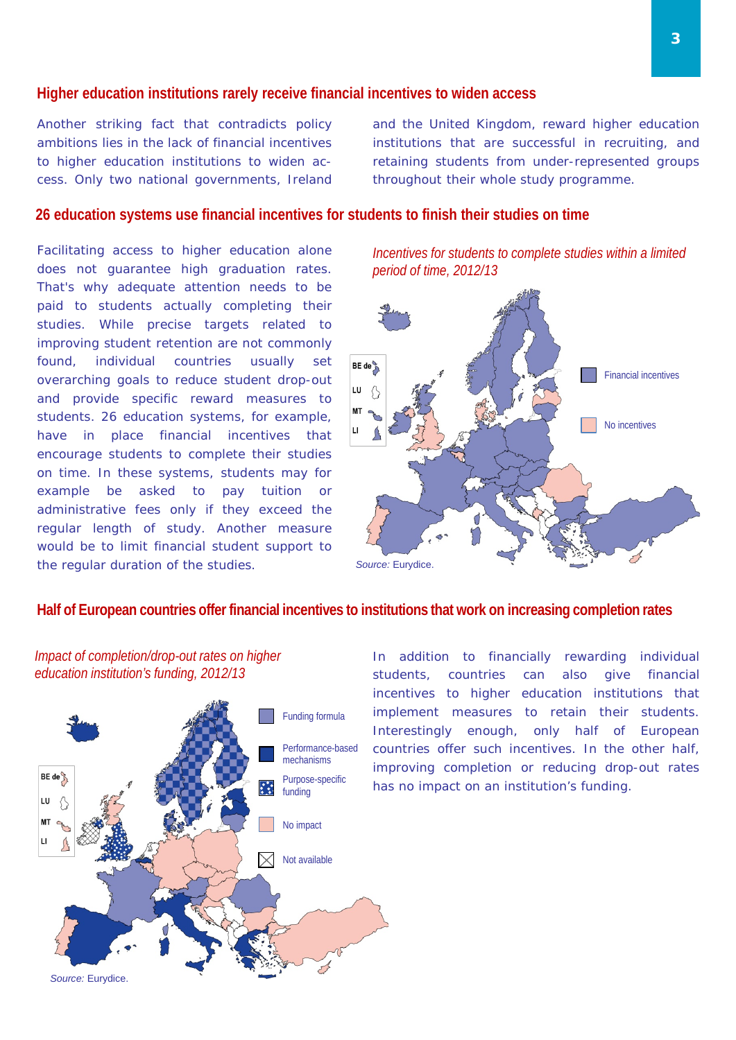## Higher education institutions rarely receive financial incentives to widen access

Another striking fact that contradicts policy ambitions lies in the lack of financial incentives to higher education institutions to widen access. Only two national governments, Ireland and the United Kingdom, reward higher education institutions that are successful in recruiting, and retaining students from under-represented groups throughout their whole study programme.

## 26 education systems use financial incentives for students to finish their studies on time

Facilitating access to higher education alone does not guarantee high graduation rates. That's why adequate attention needs to be paid to students actually completing their studies. While precise targets related to improving student retention are not commonly found, individual countries usually set overarching goals to reduce student drop-out and provide specific reward measures to students. 26 education systems, for example, have in place financial incentives that encourage students to complete their studies on time. In these systems, students may for example be asked to pay tuition or administrative fees only if they exceed the regular length of study. Another measure would be to limit financial student support to the regular duration of the studies.

*Incentives for students to complete studies within a limited period of time, 2012/13*

BE de, LU, MT, LI

Financial incentives

No incentives

*Source:* Eurydice.

## Half of European countries offer financial incentives to institutions that work on increasing completion rates

*Impact of completion/drop-out rates on higher education institution's funding, 2012/13*

BE de, LU, MT, LI

Funding formula

Performance-based mechanisms

Purpose-specific funding

No impact

Not available

*Source:* Eurydice.

In addition to financially rewarding individual students, countries can also give financial incentives to higher education institutions that implement measures to retain their students. Interestingly enough, only half of European countries offer such incentives. In the other half, improving completion or reducing drop-out rates has no impact on an institution's funding.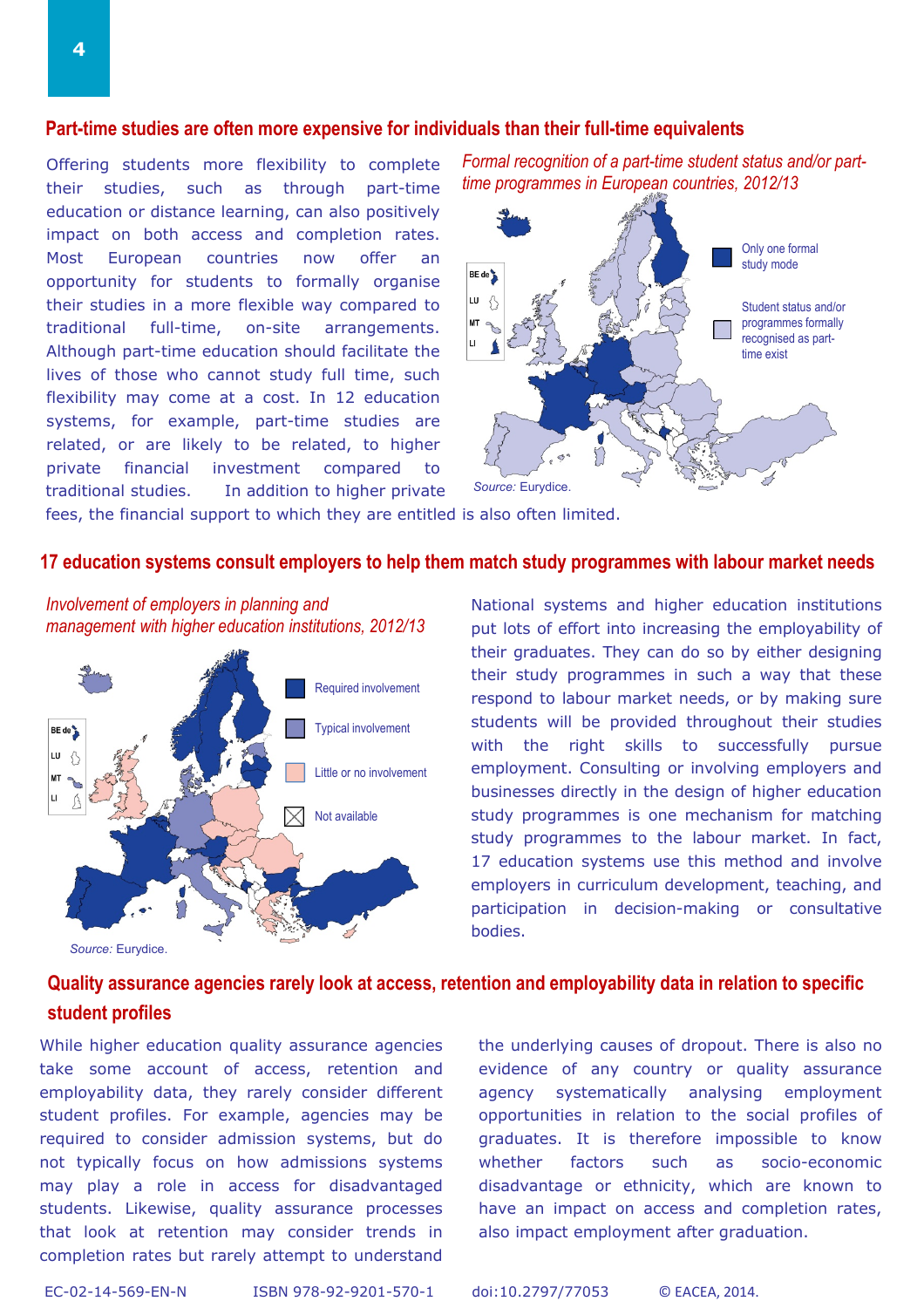## Part-time studies are often more expensive for individuals than their full-time equivalents

Offering students more flexibility to complete their studies, such as through part-time education or distance learning, can also positively impact on both access and completion rates. Most European countries now offer an opportunity for students to formally organise their studies in a more flexible way compared to traditional full-time, on-site arrangements. Although part-time education should facilitate the lives of those who cannot study full time, such flexibility may come at a cost. In 12 education systems, for example, part-time studies are related, or are likely to be related, to higher private financial investment compared to traditional studies. In addition to higher private fees, the financial support to which they are entitled is also often limited.

*Formal recognition of a part-time student status and/or part-time programmes in European countries, 2012/13*

BE de
LU
MT
LI

Only one formal study mode

Student status and/or programmes formally recognised as part-time exist

*Source:* Eurydice.

## 17 education systems consult employers to help them match study programmes with labour market needs

*Involvement of employers in planning and management with higher education institutions, 2012/13*

BE de
LU
MT
LI

Required involvement

Typical involvement

Little or no involvement

Not available

*Source:* Eurydice.

National systems and higher education institutions put lots of effort into increasing the employability of their graduates. They can do so by either designing their study programmes in such a way that these respond to labour market needs, or by making sure students will be provided throughout their studies with the right skills to successfully pursue employment. Consulting or involving employers and businesses directly in the design of higher education study programmes is one mechanism for matching study programmes to the labour market. In fact, 17 education systems use this method and involve employers in curriculum development, teaching, and participation in decision-making or consultative bodies.

## Quality assurance agencies rarely look at access, retention and employability data in relation to specific student profiles

While higher education quality assurance agencies take some account of access, retention and employability data, they rarely consider different student profiles. For example, agencies may be required to consider admission systems, but do not typically focus on how admissions systems may play a role in access for disadvantaged students. Likewise, quality assurance processes that look at retention may consider trends in completion rates but rarely attempt to understand the underlying causes of dropout. There is also no evidence of any country or quality assurance agency systematically analysing employment opportunities in relation to the social profiles of graduates. It is therefore impossible to know whether factors such as socio-economic disadvantage or ethnicity, which are known to have an impact on access and completion rates, also impact employment after graduation.

EC-02-14-569-EN-N ISBN 978-92-9201-570-1 doi:10.2797/77053 © EACEA, 2014.